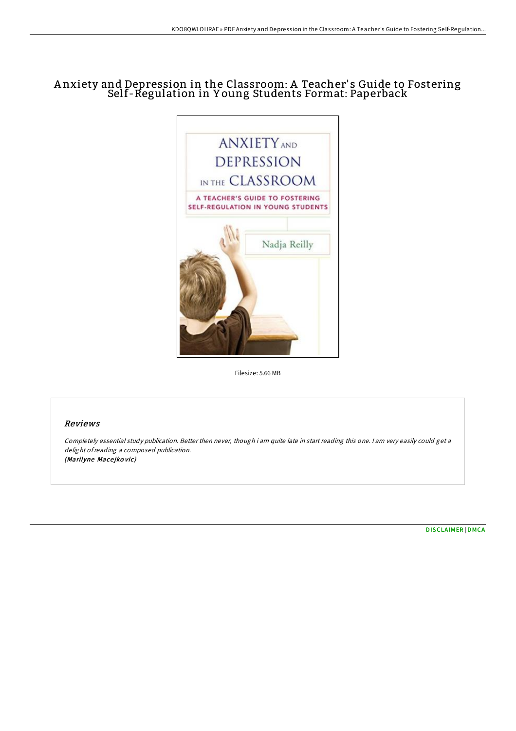# Anxiety and Depression in the Classroom: A Teacher's Guide to Fostering Self-Regulation in Young Students Format: Paperback

Filesize: 5.66 MB

## Reviews

*Completely essential study publication. Better then never, though i am quite late in start reading this one. I am very easily could get a delight of reading a composed publication.*
***(Marilyne Macejkovic)***

DISCLAIMER | DMCA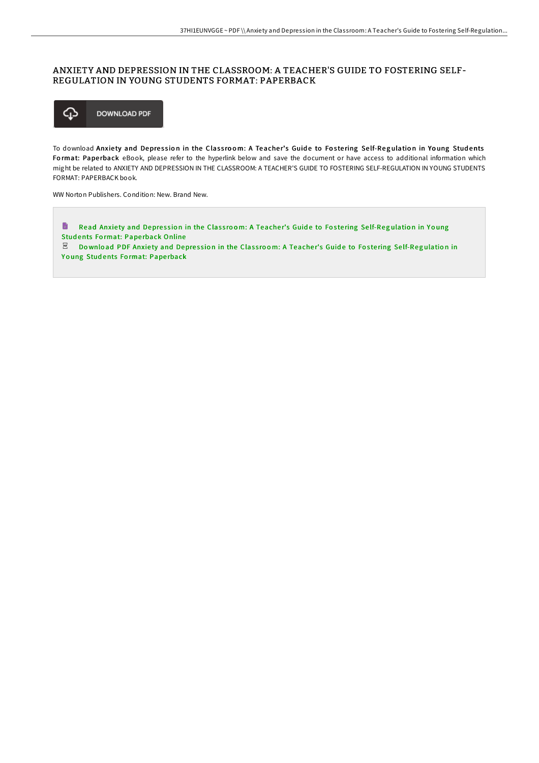# ANXIETY AND DEPRESSION IN THE CLASSROOM: A TEACHER'S GUIDE TO FOSTERING SELF-REGULATION IN YOUNG STUDENTS FORMAT: PAPERBACK

DOWNLOAD PDF

To download **Anxiety and Depression in the Classroom: A Teacher's Guide to Fostering Self-Regulation in Young Students Format: Paperback** eBook, please refer to the hyperlink below and save the document or have access to additional information which might be related to ANXIETY AND DEPRESSION IN THE CLASSROOM: A TEACHER'S GUIDE TO FOSTERING SELF-REGULATION IN YOUNG STUDENTS FORMAT: PAPERBACK book.

WW Norton Publishers. Condition: New. Brand New.

Read Anxiety and Depression in the Classroom: A Teacher's Guide to Fostering Self-Regulation in Young Students Format: Paperback Online

Download PDF Anxiety and Depression in the Classroom: A Teacher's Guide to Fostering Self-Regulation in Young Students Format: Paperback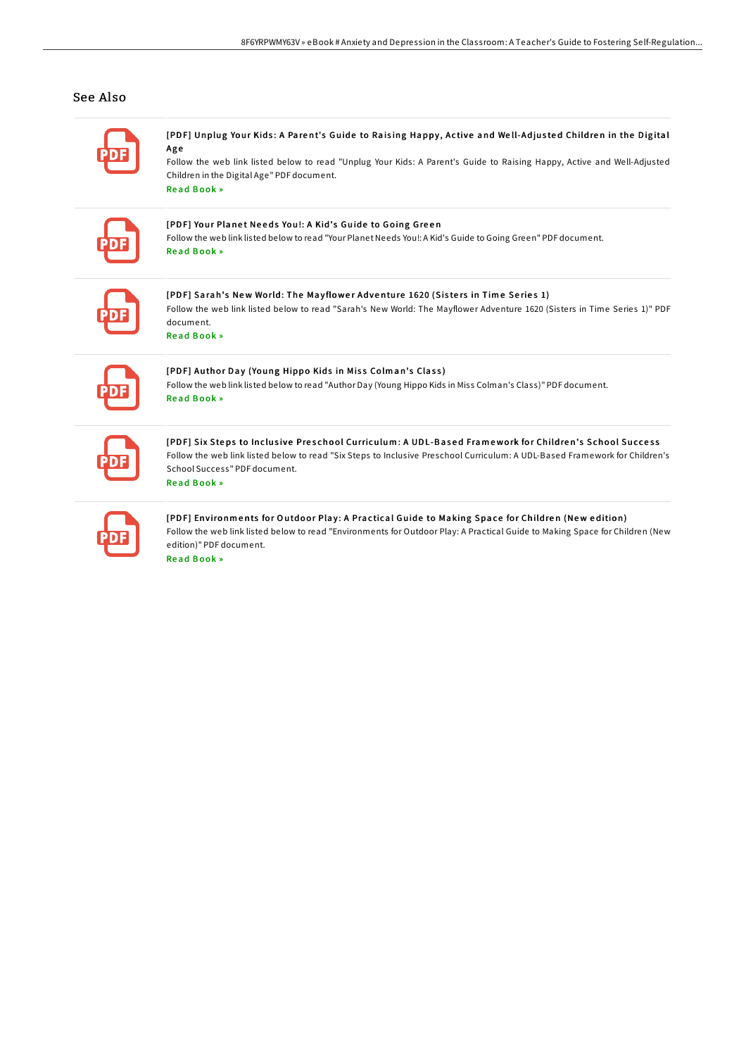## See Also

**[PDF] Unplug Your Kids: A Parent's Guide to Raising Happy, Active and Well-Adjusted Children in the Digital Age**

Follow the web link listed below to read "Unplug Your Kids: A Parent's Guide to Raising Happy, Active and Well-Adjusted Children in the Digital Age" PDF document.

Read Book »

**[PDF] Your Planet Needs You!: A Kid's Guide to Going Green**

Follow the web link listed below to read "Your Planet Needs You!: A Kid's Guide to Going Green" PDF document.

Read Book »

**[PDF] Sarah's New World: The Mayflower Adventure 1620 (Sisters in Time Series 1)**

Follow the web link listed below to read "Sarah's New World: The Mayflower Adventure 1620 (Sisters in Time Series 1)" PDF document.

Read Book »

**[PDF] Author Day (Young Hippo Kids in Miss Colman's Class)**

Follow the web link listed below to read "Author Day (Young Hippo Kids in Miss Colman's Class)" PDF document.

Read Book »

**[PDF] Six Steps to Inclusive Preschool Curriculum: A UDL-Based Framework for Children's School Success**

Follow the web link listed below to read "Six Steps to Inclusive Preschool Curriculum: A UDL-Based Framework for Children's School Success" PDF document.

Read Book »

**[PDF] Environments for Outdoor Play: A Practical Guide to Making Space for Children (New edition)**

Follow the web link listed below to read "Environments for Outdoor Play: A Practical Guide to Making Space for Children (New edition)" PDF document.

Read Book »